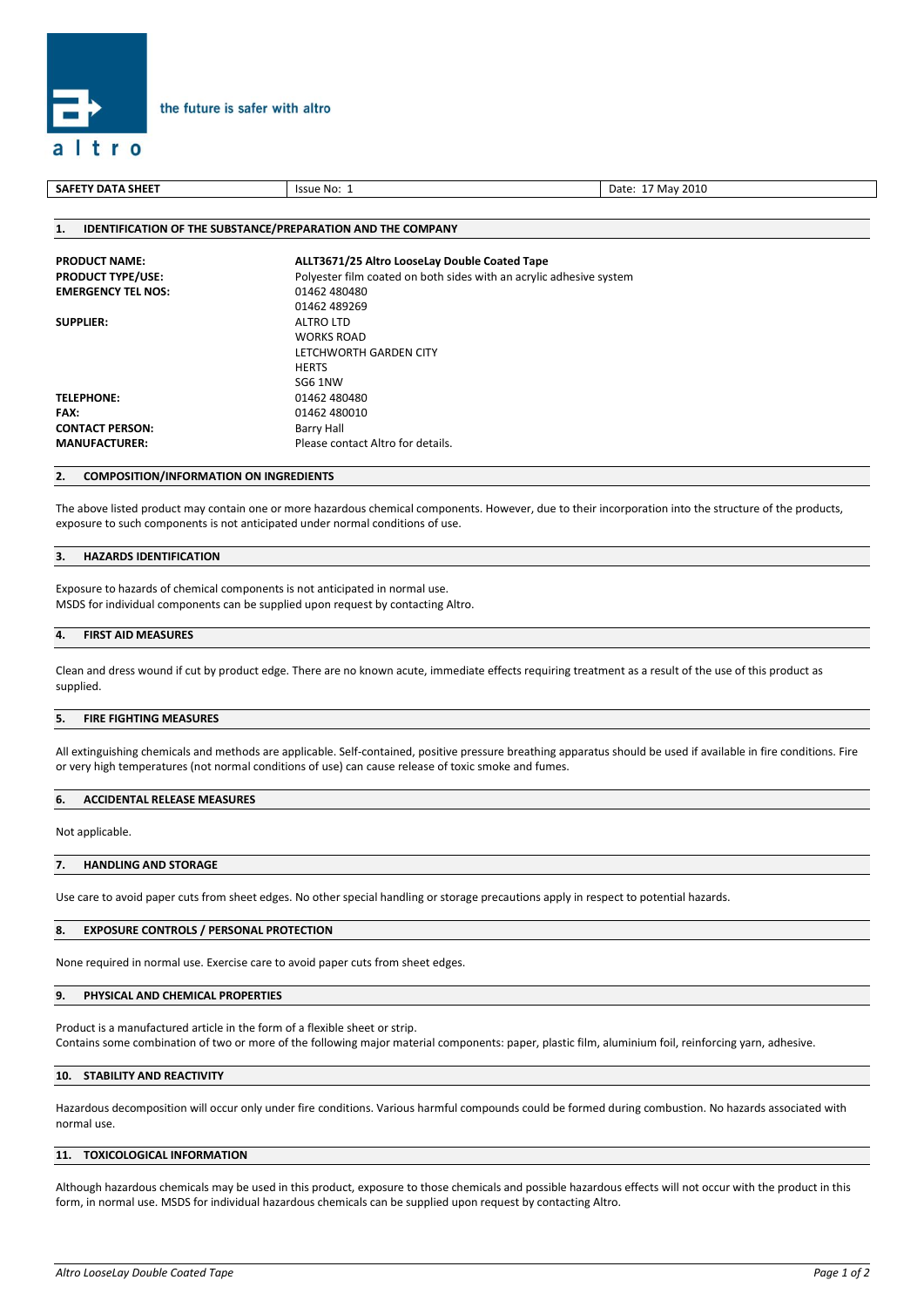altro

the future is safer with altro

| SAFETY DATA SHEET | Issue No: 1 | Date: 17 May 2010 |
| --- | --- | --- |

## 1. IDENTIFICATION OF THE SUBSTANCE/PREPARATION AND THE COMPANY

| | |
| --- | --- |
| **PRODUCT NAME:** | **ALLT3671/25 Altro LooseLay Double Coated Tape** |
| **PRODUCT TYPE/USE:** | Polyester film coated on both sides with an acrylic adhesive system |
| **EMERGENCY TEL NOS:** | 01462 480480<br>01462 489269 |
| **SUPPLIER:** | ALTRO LTD<br>WORKS ROAD<br>LETCHWORTH GARDEN CITY<br>HERTS<br>SG6 1NW |
| **TELEPHONE:** | 01462 480480 |
| **FAX:** | 01462 480010 |
| **CONTACT PERSON:** | Barry Hall |
| **MANUFACTURER:** | Please contact Altro for details. |

## 2. COMPOSITION/INFORMATION ON INGREDIENTS

The above listed product may contain one or more hazardous chemical components. However, due to their incorporation into the structure of the products, exposure to such components is not anticipated under normal conditions of use.

## 3. HAZARDS IDENTIFICATION

Exposure to hazards of chemical components is not anticipated in normal use.
MSDS for individual components can be supplied upon request by contacting Altro.

## 4. FIRST AID MEASURES

Clean and dress wound if cut by product edge. There are no known acute, immediate effects requiring treatment as a result of the use of this product as supplied.

## 5. FIRE FIGHTING MEASURES

All extinguishing chemicals and methods are applicable. Self-contained, positive pressure breathing apparatus should be used if available in fire conditions. Fire or very high temperatures (not normal conditions of use) can cause release of toxic smoke and fumes.

## 6. ACCIDENTAL RELEASE MEASURES

Not applicable.

## 7. HANDLING AND STORAGE

Use care to avoid paper cuts from sheet edges. No other special handling or storage precautions apply in respect to potential hazards.

## 8. EXPOSURE CONTROLS / PERSONAL PROTECTION

None required in normal use. Exercise care to avoid paper cuts from sheet edges.

## 9. PHYSICAL AND CHEMICAL PROPERTIES

Product is a manufactured article in the form of a flexible sheet or strip.
Contains some combination of two or more of the following major material components: paper, plastic film, aluminium foil, reinforcing yarn, adhesive.

## 10. STABILITY AND REACTIVITY

Hazardous decomposition will occur only under fire conditions. Various harmful compounds could be formed during combustion. No hazards associated with normal use.

## 11. TOXICOLOGICAL INFORMATION

Although hazardous chemicals may be used in this product, exposure to those chemicals and possible hazardous effects will not occur with the product in this form, in normal use. MSDS for individual hazardous chemicals can be supplied upon request by contacting Altro.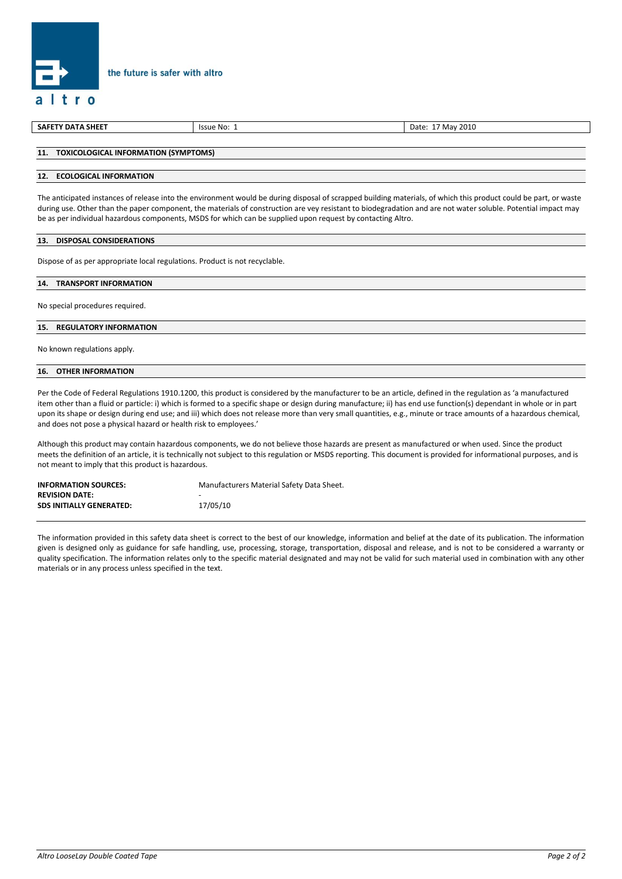| SAFETY DATA SHEET | Issue No: 1 | Date: 17 May 2010 |
|---|---|---|

## 11. TOXICOLOGICAL INFORMATION (SYMPTOMS)

## 12. ECOLOGICAL INFORMATION

The anticipated instances of release into the environment would be during disposal of scrapped building materials, of which this product could be part, or waste during use. Other than the paper component, the materials of construction are vey resistant to biodegradation and are not water soluble. Potential impact may be as per individual hazardous components, MSDS for which can be supplied upon request by contacting Altro.

## 13. DISPOSAL CONSIDERATIONS

Dispose of as per appropriate local regulations. Product is not recyclable.

## 14. TRANSPORT INFORMATION

No special procedures required.

## 15. REGULATORY INFORMATION

No known regulations apply.

## 16. OTHER INFORMATION

Per the Code of Federal Regulations 1910.1200, this product is considered by the manufacturer to be an article, defined in the regulation as 'a manufactured item other than a fluid or particle: i) which is formed to a specific shape or design during manufacture; ii) has end use function(s) dependant in whole or in part upon its shape or design during end use; and iii) which does not release more than very small quantities, e.g., minute or trace amounts of a hazardous chemical, and does not pose a physical hazard or health risk to employees.'

Although this product may contain hazardous components, we do not believe those hazards are present as manufactured or when used. Since the product meets the definition of an article, it is technically not subject to this regulation or MSDS reporting. This document is provided for informational purposes, and is not meant to imply that this product is hazardous.

| | |
|---|---|
| **INFORMATION SOURCES:** | Manufacturers Material Safety Data Sheet. |
| **REVISION DATE:** | - |
| **SDS INITIALLY GENERATED:** | 17/05/10 |

The information provided in this safety data sheet is correct to the best of our knowledge, information and belief at the date of its publication. The information given is designed only as guidance for safe handling, use, processing, storage, transportation, disposal and release, and is not to be considered a warranty or quality specification. The information relates only to the specific material designated and may not be valid for such material used in combination with any other materials or in any process unless specified in the text.